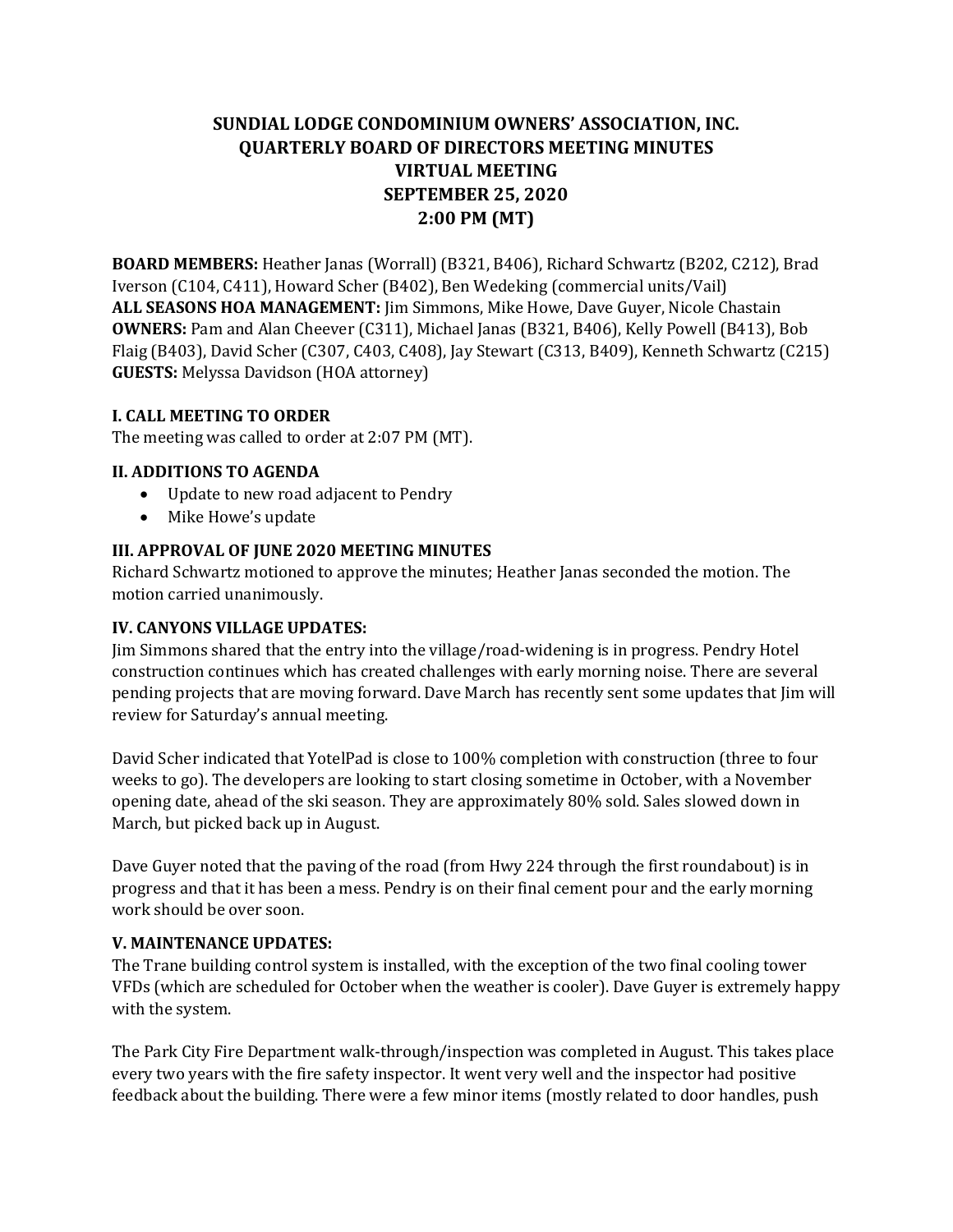# SUNDIAL LODGE CONDOMINIUM OWNERS' ASSOCIATION, INC.
# QUARTERLY BOARD OF DIRECTORS MEETING MINUTES
# VIRTUAL MEETING
# SEPTEMBER 25, 2020
# 2:00 PM (MT)

**BOARD MEMBERS:** Heather Janas (Worrall) (B321, B406), Richard Schwartz (B202, C212), Brad Iverson (C104, C411), Howard Scher (B402), Ben Wedeking (commercial units/Vail)
**ALL SEASONS HOA MANAGEMENT:** Jim Simmons, Mike Howe, Dave Guyer, Nicole Chastain
**OWNERS:** Pam and Alan Cheever (C311), Michael Janas (B321, B406), Kelly Powell (B413), Bob Flaig (B403), David Scher (C307, C403, C408), Jay Stewart (C313, B409), Kenneth Schwartz (C215)
**GUESTS:** Melyssa Davidson (HOA attorney)

### I. CALL MEETING TO ORDER

The meeting was called to order at 2:07 PM (MT).

### II. ADDITIONS TO AGENDA

- Update to new road adjacent to Pendry
- Mike Howe's update

### III. APPROVAL OF JUNE 2020 MEETING MINUTES

Richard Schwartz motioned to approve the minutes; Heather Janas seconded the motion. The motion carried unanimously.

### IV. CANYONS VILLAGE UPDATES:

Jim Simmons shared that the entry into the village/road-widening is in progress. Pendry Hotel construction continues which has created challenges with early morning noise. There are several pending projects that are moving forward. Dave March has recently sent some updates that Jim will review for Saturday's annual meeting.

David Scher indicated that YotelPad is close to 100% completion with construction (three to four weeks to go). The developers are looking to start closing sometime in October, with a November opening date, ahead of the ski season. They are approximately 80% sold. Sales slowed down in March, but picked back up in August.

Dave Guyer noted that the paving of the road (from Hwy 224 through the first roundabout) is in progress and that it has been a mess. Pendry is on their final cement pour and the early morning work should be over soon.

### V. MAINTENANCE UPDATES:

The Trane building control system is installed, with the exception of the two final cooling tower VFDs (which are scheduled for October when the weather is cooler). Dave Guyer is extremely happy with the system.

The Park City Fire Department walk-through/inspection was completed in August. This takes place every two years with the fire safety inspector. It went very well and the inspector had positive feedback about the building. There were a few minor items (mostly related to door handles, push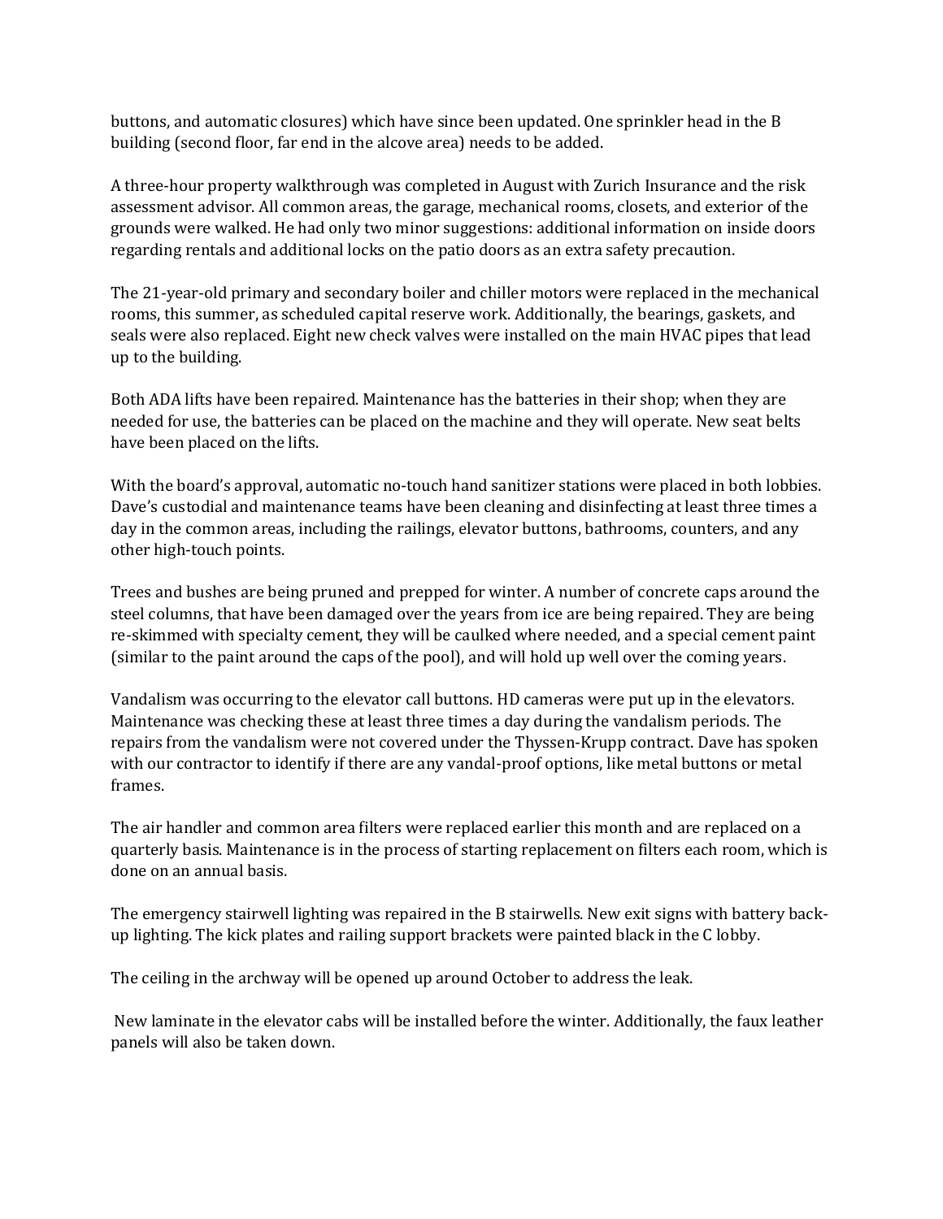buttons, and automatic closures) which have since been updated. One sprinkler head in the B building (second floor, far end in the alcove area) needs to be added.

A three-hour property walkthrough was completed in August with Zurich Insurance and the risk assessment advisor. All common areas, the garage, mechanical rooms, closets, and exterior of the grounds were walked. He had only two minor suggestions: additional information on inside doors regarding rentals and additional locks on the patio doors as an extra safety precaution.

The 21-year-old primary and secondary boiler and chiller motors were replaced in the mechanical rooms, this summer, as scheduled capital reserve work. Additionally, the bearings, gaskets, and seals were also replaced. Eight new check valves were installed on the main HVAC pipes that lead up to the building.

Both ADA lifts have been repaired. Maintenance has the batteries in their shop; when they are needed for use, the batteries can be placed on the machine and they will operate. New seat belts have been placed on the lifts.

With the board's approval, automatic no-touch hand sanitizer stations were placed in both lobbies. Dave's custodial and maintenance teams have been cleaning and disinfecting at least three times a day in the common areas, including the railings, elevator buttons, bathrooms, counters, and any other high-touch points.

Trees and bushes are being pruned and prepped for winter. A number of concrete caps around the steel columns, that have been damaged over the years from ice are being repaired. They are being re-skimmed with specialty cement, they will be caulked where needed, and a special cement paint (similar to the paint around the caps of the pool), and will hold up well over the coming years.

Vandalism was occurring to the elevator call buttons. HD cameras were put up in the elevators. Maintenance was checking these at least three times a day during the vandalism periods. The repairs from the vandalism were not covered under the Thyssen-Krupp contract. Dave has spoken with our contractor to identify if there are any vandal-proof options, like metal buttons or metal frames.

The air handler and common area filters were replaced earlier this month and are replaced on a quarterly basis. Maintenance is in the process of starting replacement on filters each room, which is done on an annual basis.

The emergency stairwell lighting was repaired in the B stairwells. New exit signs with battery back-up lighting. The kick plates and railing support brackets were painted black in the C lobby.

The ceiling in the archway will be opened up around October to address the leak.

New laminate in the elevator cabs will be installed before the winter. Additionally, the faux leather panels will also be taken down.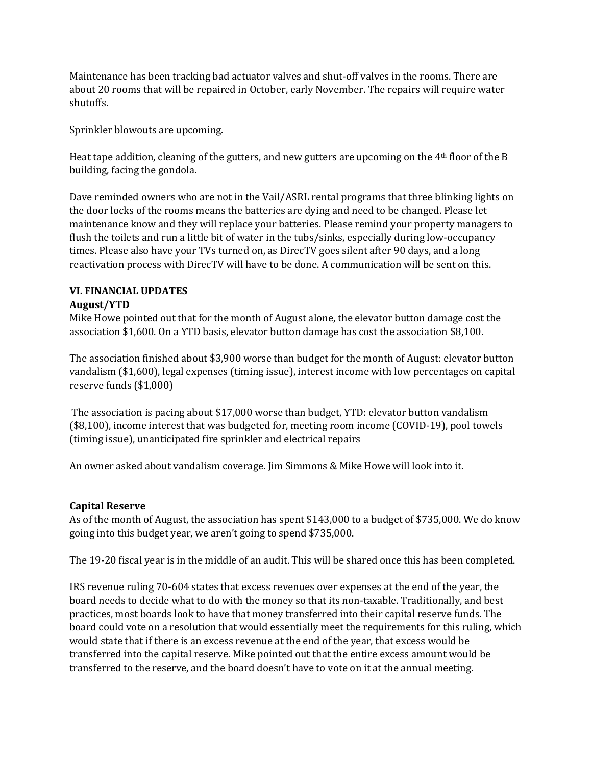Maintenance has been tracking bad actuator valves and shut-off valves in the rooms. There are about 20 rooms that will be repaired in October, early November. The repairs will require water shutoffs.

Sprinkler blowouts are upcoming.

Heat tape addition, cleaning of the gutters, and new gutters are upcoming on the 4th floor of the B building, facing the gondola.

Dave reminded owners who are not in the Vail/ASRL rental programs that three blinking lights on the door locks of the rooms means the batteries are dying and need to be changed. Please let maintenance know and they will replace your batteries. Please remind your property managers to flush the toilets and run a little bit of water in the tubs/sinks, especially during low-occupancy times. Please also have your TVs turned on, as DirecTV goes silent after 90 days, and a long reactivation process with DirecTV will have to be done. A communication will be sent on this.

**VI. FINANCIAL UPDATES**

**August/YTD**

Mike Howe pointed out that for the month of August alone, the elevator button damage cost the association $1,600. On a YTD basis, elevator button damage has cost the association $8,100.

The association finished about $3,900 worse than budget for the month of August: elevator button vandalism ($1,600), legal expenses (timing issue), interest income with low percentages on capital reserve funds ($1,000)

The association is pacing about $17,000 worse than budget, YTD: elevator button vandalism ($8,100), income interest that was budgeted for, meeting room income (COVID-19), pool towels (timing issue), unanticipated fire sprinkler and electrical repairs

An owner asked about vandalism coverage. Jim Simmons & Mike Howe will look into it.

**Capital Reserve**

As of the month of August, the association has spent $143,000 to a budget of $735,000. We do know going into this budget year, we aren't going to spend $735,000.

The 19-20 fiscal year is in the middle of an audit. This will be shared once this has been completed.

IRS revenue ruling 70-604 states that excess revenues over expenses at the end of the year, the board needs to decide what to do with the money so that its non-taxable. Traditionally, and best practices, most boards look to have that money transferred into their capital reserve funds. The board could vote on a resolution that would essentially meet the requirements for this ruling, which would state that if there is an excess revenue at the end of the year, that excess would be transferred into the capital reserve. Mike pointed out that the entire excess amount would be transferred to the reserve, and the board doesn't have to vote on it at the annual meeting.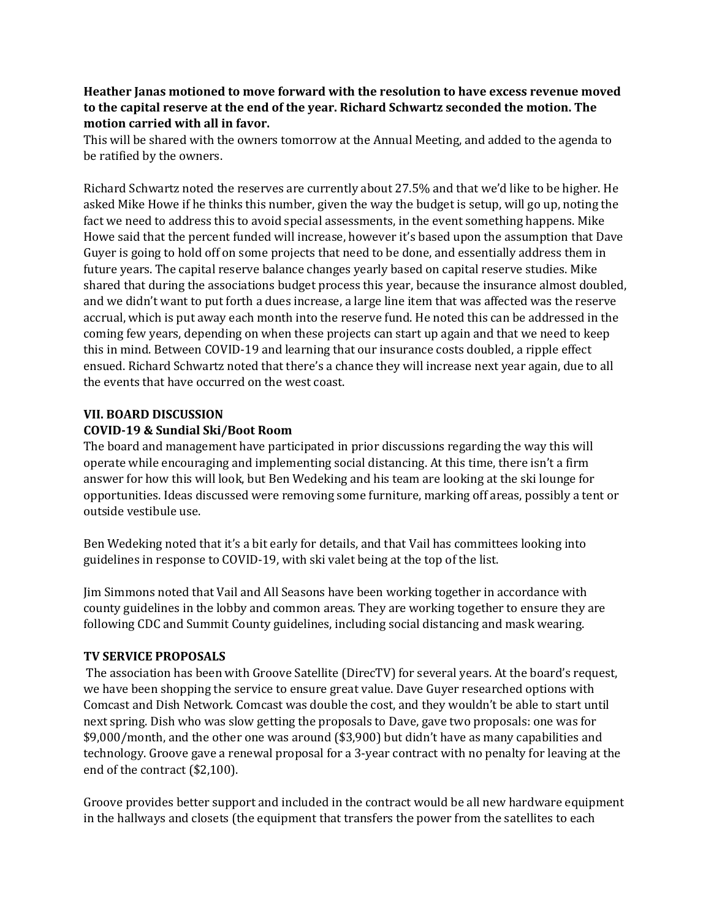**Heather Janas motioned to move forward with the resolution to have excess revenue moved to the capital reserve at the end of the year. Richard Schwartz seconded the motion. The motion carried with all in favor.**

This will be shared with the owners tomorrow at the Annual Meeting, and added to the agenda to be ratified by the owners.

Richard Schwartz noted the reserves are currently about 27.5% and that we'd like to be higher. He asked Mike Howe if he thinks this number, given the way the budget is setup, will go up, noting the fact we need to address this to avoid special assessments, in the event something happens. Mike Howe said that the percent funded will increase, however it's based upon the assumption that Dave Guyer is going to hold off on some projects that need to be done, and essentially address them in future years. The capital reserve balance changes yearly based on capital reserve studies. Mike shared that during the associations budget process this year, because the insurance almost doubled, and we didn't want to put forth a dues increase, a large line item that was affected was the reserve accrual, which is put away each month into the reserve fund. He noted this can be addressed in the coming few years, depending on when these projects can start up again and that we need to keep this in mind. Between COVID-19 and learning that our insurance costs doubled, a ripple effect ensued. Richard Schwartz noted that there's a chance they will increase next year again, due to all the events that have occurred on the west coast.

## VII. BOARD DISCUSSION

### COVID-19 & Sundial Ski/Boot Room

The board and management have participated in prior discussions regarding the way this will operate while encouraging and implementing social distancing. At this time, there isn't a firm answer for how this will look, but Ben Wedeking and his team are looking at the ski lounge for opportunities. Ideas discussed were removing some furniture, marking off areas, possibly a tent or outside vestibule use.

Ben Wedeking noted that it's a bit early for details, and that Vail has committees looking into guidelines in response to COVID-19, with ski valet being at the top of the list.

Jim Simmons noted that Vail and All Seasons have been working together in accordance with county guidelines in the lobby and common areas. They are working together to ensure they are following CDC and Summit County guidelines, including social distancing and mask wearing.

### TV SERVICE PROPOSALS

The association has been with Groove Satellite (DirecTV) for several years. At the board's request, we have been shopping the service to ensure great value. Dave Guyer researched options with Comcast and Dish Network. Comcast was double the cost, and they wouldn't be able to start until next spring. Dish who was slow getting the proposals to Dave, gave two proposals: one was for $9,000/month, and the other one was around ($3,900) but didn't have as many capabilities and technology. Groove gave a renewal proposal for a 3-year contract with no penalty for leaving at the end of the contract ($2,100).

Groove provides better support and included in the contract would be all new hardware equipment in the hallways and closets (the equipment that transfers the power from the satellites to each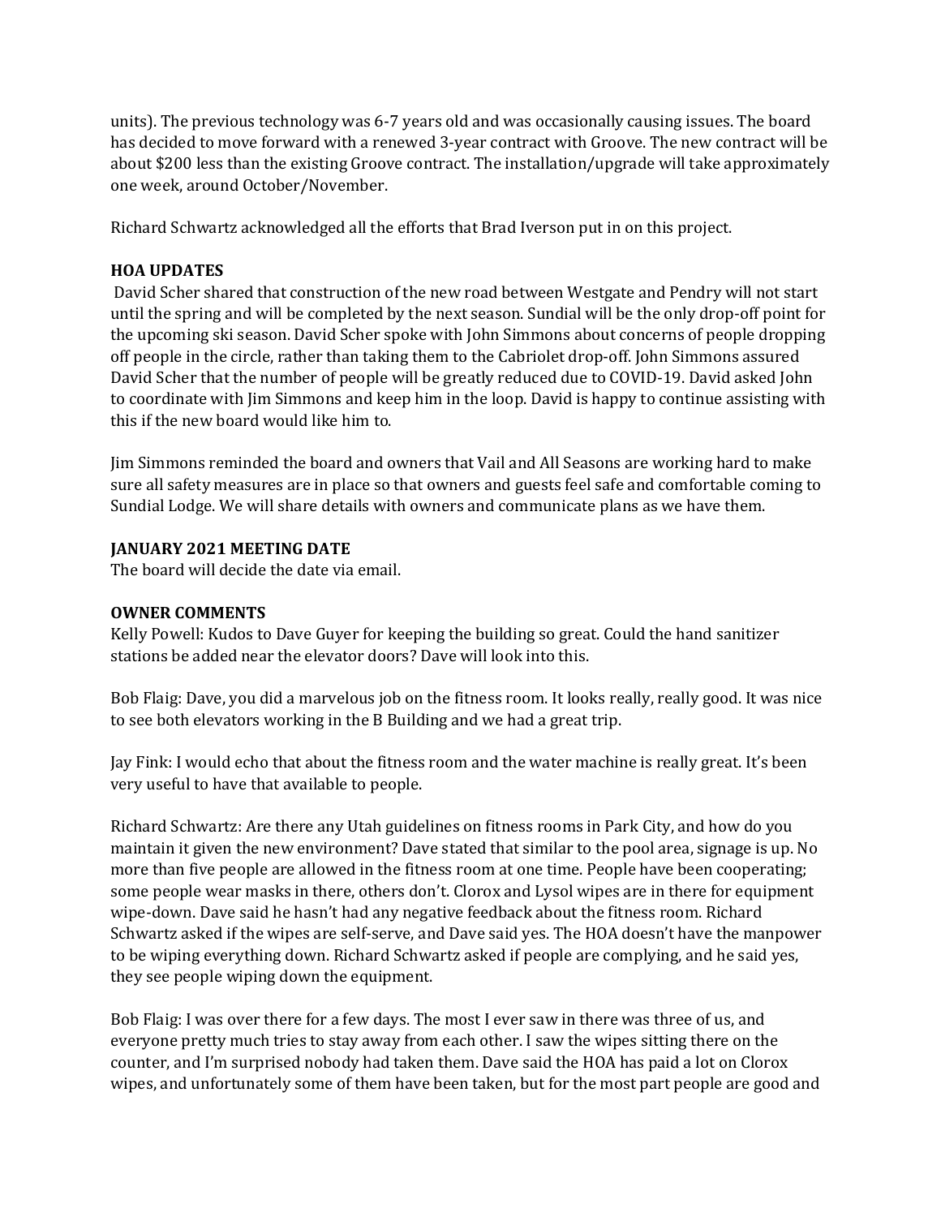units). The previous technology was 6-7 years old and was occasionally causing issues. The board has decided to move forward with a renewed 3-year contract with Groove. The new contract will be about $200 less than the existing Groove contract. The installation/upgrade will take approximately one week, around October/November.

Richard Schwartz acknowledged all the efforts that Brad Iverson put in on this project.

**HOA UPDATES**

David Scher shared that construction of the new road between Westgate and Pendry will not start until the spring and will be completed by the next season. Sundial will be the only drop-off point for the upcoming ski season. David Scher spoke with John Simmons about concerns of people dropping off people in the circle, rather than taking them to the Cabriolet drop-off. John Simmons assured David Scher that the number of people will be greatly reduced due to COVID-19. David asked John to coordinate with Jim Simmons and keep him in the loop. David is happy to continue assisting with this if the new board would like him to.

Jim Simmons reminded the board and owners that Vail and All Seasons are working hard to make sure all safety measures are in place so that owners and guests feel safe and comfortable coming to Sundial Lodge. We will share details with owners and communicate plans as we have them.

**JANUARY 2021 MEETING DATE**

The board will decide the date via email.

**OWNER COMMENTS**

Kelly Powell: Kudos to Dave Guyer for keeping the building so great. Could the hand sanitizer stations be added near the elevator doors? Dave will look into this.

Bob Flaig: Dave, you did a marvelous job on the fitness room. It looks really, really good. It was nice to see both elevators working in the B Building and we had a great trip.

Jay Fink: I would echo that about the fitness room and the water machine is really great. It's been very useful to have that available to people.

Richard Schwartz: Are there any Utah guidelines on fitness rooms in Park City, and how do you maintain it given the new environment? Dave stated that similar to the pool area, signage is up. No more than five people are allowed in the fitness room at one time. People have been cooperating; some people wear masks in there, others don't. Clorox and Lysol wipes are in there for equipment wipe-down. Dave said he hasn't had any negative feedback about the fitness room. Richard Schwartz asked if the wipes are self-serve, and Dave said yes. The HOA doesn't have the manpower to be wiping everything down. Richard Schwartz asked if people are complying, and he said yes, they see people wiping down the equipment.

Bob Flaig: I was over there for a few days. The most I ever saw in there was three of us, and everyone pretty much tries to stay away from each other. I saw the wipes sitting there on the counter, and I'm surprised nobody had taken them. Dave said the HOA has paid a lot on Clorox wipes, and unfortunately some of them have been taken, but for the most part people are good and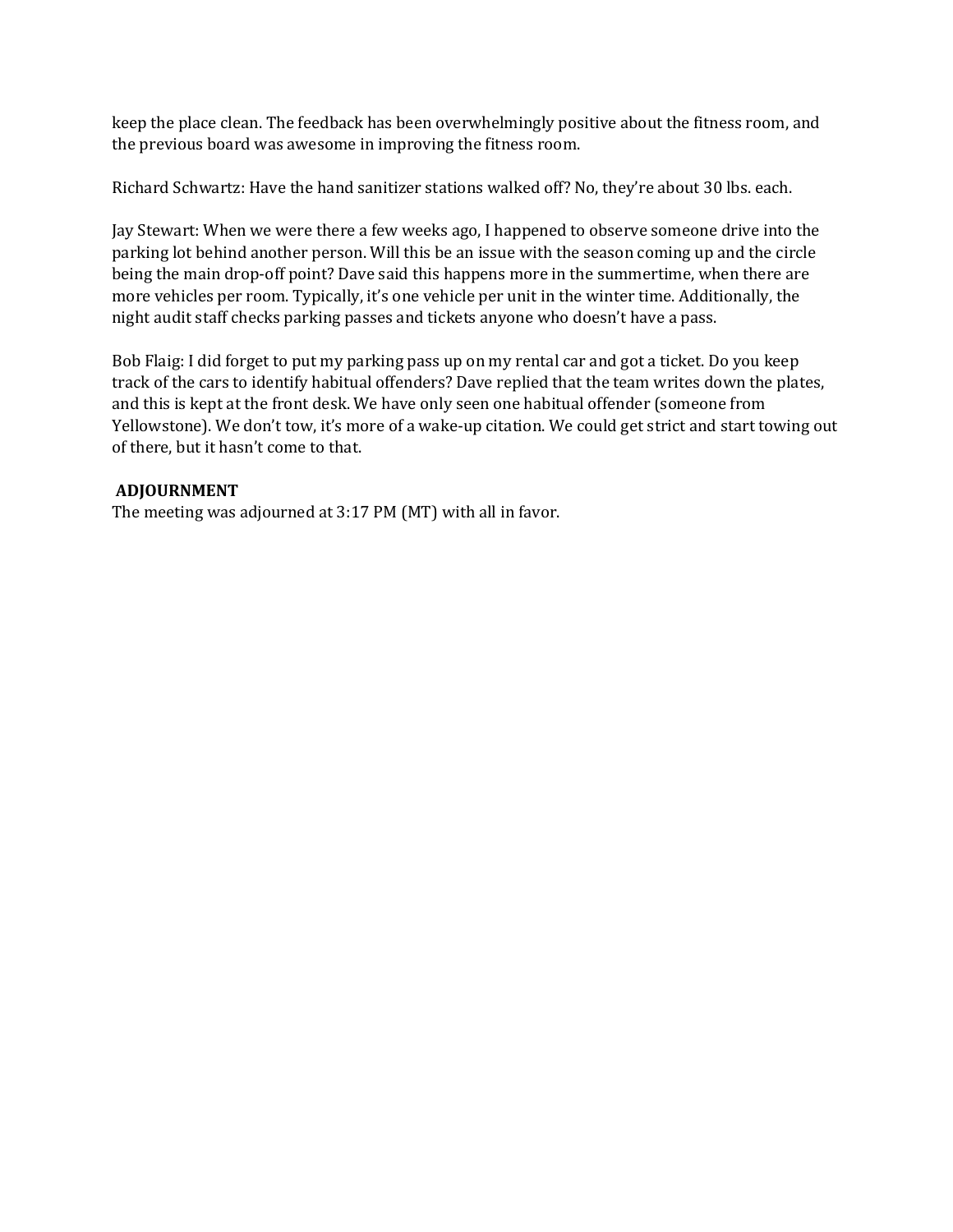keep the place clean. The feedback has been overwhelmingly positive about the fitness room, and the previous board was awesome in improving the fitness room.

Richard Schwartz: Have the hand sanitizer stations walked off? No, they're about 30 lbs. each.

Jay Stewart: When we were there a few weeks ago, I happened to observe someone drive into the parking lot behind another person. Will this be an issue with the season coming up and the circle being the main drop-off point? Dave said this happens more in the summertime, when there are more vehicles per room. Typically, it's one vehicle per unit in the winter time. Additionally, the night audit staff checks parking passes and tickets anyone who doesn't have a pass.

Bob Flaig: I did forget to put my parking pass up on my rental car and got a ticket. Do you keep track of the cars to identify habitual offenders? Dave replied that the team writes down the plates, and this is kept at the front desk. We have only seen one habitual offender (someone from Yellowstone). We don't tow, it's more of a wake-up citation. We could get strict and start towing out of there, but it hasn't come to that.

**ADJOURNMENT**

The meeting was adjourned at 3:17 PM (MT) with all in favor.